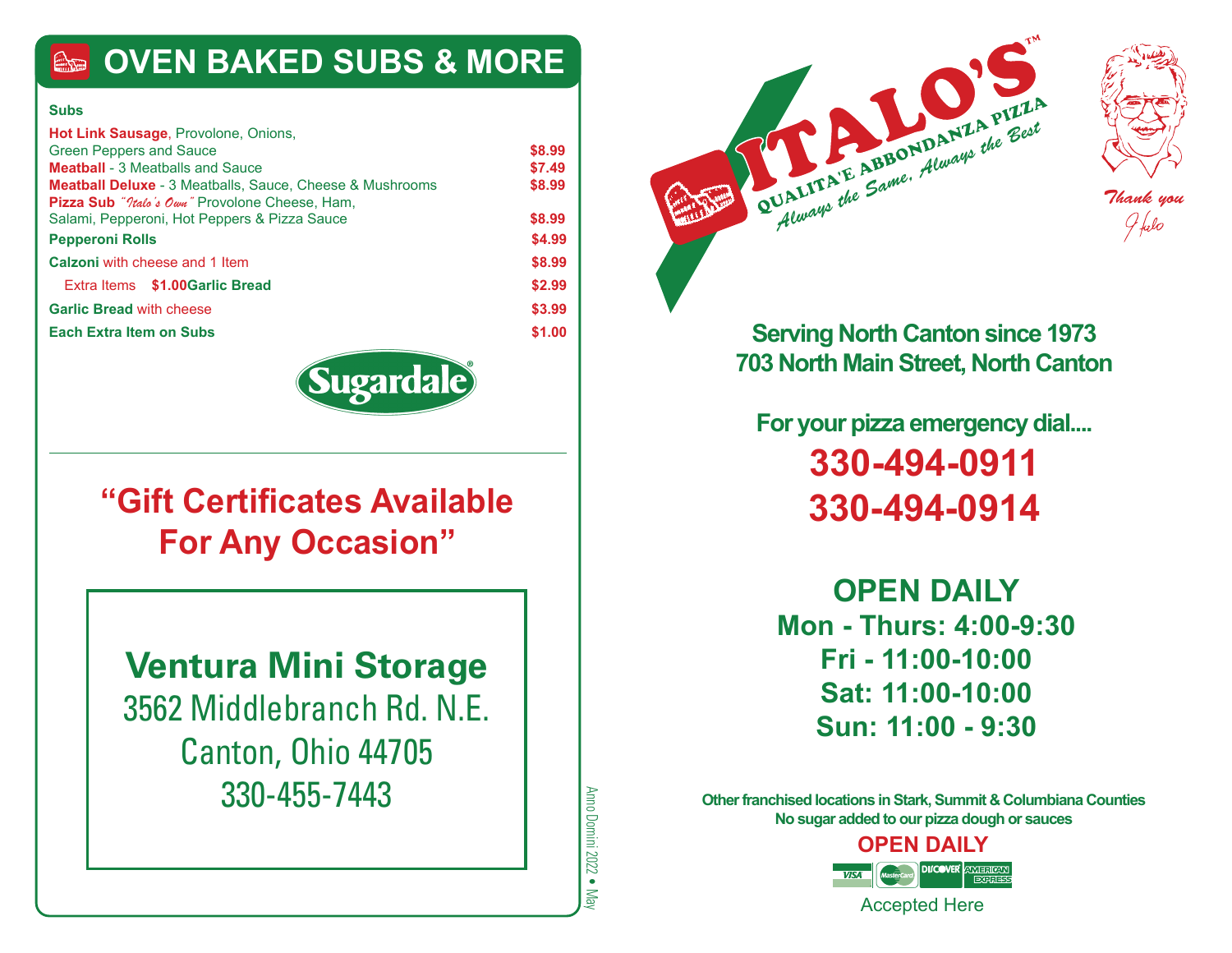# OVEN BAKED SUBS & MORE

**Subs**

| Item | Price |
|---|---|
| **Hot Link Sausage**, Provolone, Onions, Green Peppers and Sauce | $8.99 |
| **Meatball** - 3 Meatballs and Sauce | $7.49 |
| **Meatball Deluxe** - 3 Meatballs, Sauce, Cheese & Mushrooms | $8.99 |
| **Pizza Sub** *"Italo's Own"* Provolone Cheese, Ham, Salami, Pepperoni, Hot Peppers & Pizza Sauce | $8.99 |
| **Pepperoni Rolls** | $4.99 |
| **Calzoni** with cheese and 1 Item | $8.99 |
| Extra Items $1.00 | |
| **Garlic Bread** | $2.99 |
| **Garlic Bread** with cheese | $3.99 |
| **Each Extra Item on Subs** | $1.00 |

Sugardale®

## "Gift Certificates Available For Any Occasion"

**Ventura Mini Storage**
3562 Middlebranch Rd. N.E.
Canton, Ohio 44705
330-455-7443

Anno Domini 2022 • May

# ITALO'S™

QUALITA'E ABBONDANZA PIZZA
*Always the Same, Always the Best*

*Thank you*
*Italo*

**Serving North Canton since 1973**
**703 North Main Street, North Canton**

**For your pizza emergency dial....**

## 330-494-0911
## 330-494-0914

## OPEN DAILY

**Mon - Thurs: 4:00-9:30**
**Fri - 11:00-10:00**
**Sat: 11:00-10:00**
**Sun: 11:00 - 9:30**

**Other franchised locations in Stark, Summit & Columbiana Counties**
**No sugar added to our pizza dough or sauces**

**OPEN DAILY**

VISA MasterCard DISCOVER AMERICAN EXPRESS
Accepted Here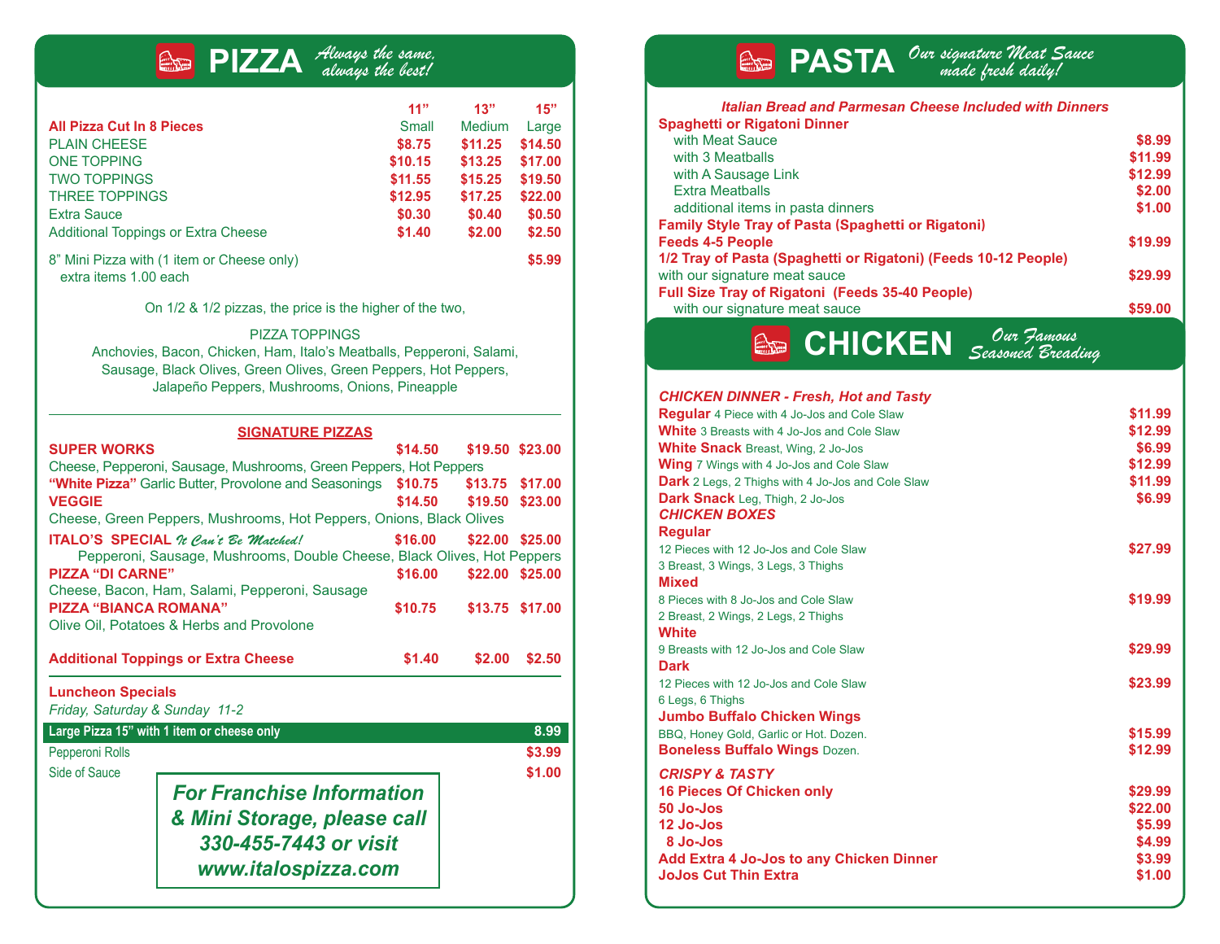# PIZZA

*Always the same, always the best!*

| All Pizza Cut In 8 Pieces | 11" Small | 13" Medium | 15" Large |
|---|---|---|---|
| PLAIN CHEESE | $8.75 | $11.25 | $14.50 |
| ONE TOPPING | $10.15 | $13.25 | $17.00 |
| TWO TOPPINGS | $11.55 | $15.25 | $19.50 |
| THREE TOPPINGS | $12.95 | $17.25 | $22.00 |
| Extra Sauce | $0.30 | $0.40 | $0.50 |
| Additional Toppings or Extra Cheese | $1.40 | $2.00 | $2.50 |

8" Mini Pizza with (1 item or Cheese only) $5.99
extra items 1.00 each

On 1/2 & 1/2 pizzas, the price is the higher of the two,

PIZZA TOPPINGS
Anchovies, Bacon, Chicken, Ham, Italo's Meatballs, Pepperoni, Salami, Sausage, Black Olives, Green Olives, Green Peppers, Hot Peppers, Jalapeño Peppers, Mushrooms, Onions, Pineapple

## SIGNATURE PIZZAS

| | 11" | 13" | 15" |
|---|---|---|---|
| **SUPER WORKS** – Cheese, Pepperoni, Sausage, Mushrooms, Green Peppers, Hot Peppers | $14.50 | $19.50 | $23.00 |
| **"White Pizza"** Garlic Butter, Provolone and Seasonings | $10.75 | $13.75 | $17.00 |
| **VEGGIE** – Cheese, Green Peppers, Mushrooms, Hot Peppers, Onions, Black Olives | $14.50 | $19.50 | $23.00 |
| **ITALO'S SPECIAL** *It Can't Be Matched!* – Pepperoni, Sausage, Mushrooms, Double Cheese, Black Olives, Hot Peppers | $16.00 | $22.00 | $25.00 |
| **PIZZA "DI CARNE"** – Cheese, Bacon, Ham, Salami, Pepperoni, Sausage | $16.00 | $22.00 | $25.00 |
| **PIZZA "BIANCA ROMANA"** – Olive Oil, Potatoes & Herbs and Provolone | $10.75 | $13.75 | $17.00 |
| **Additional Toppings or Extra Cheese** | $1.40 | $2.00 | $2.50 |

**Luncheon Specials**
*Friday, Saturday & Sunday 11-2*

| | |
|---|---|
| **Large Pizza 15" with 1 item or cheese only** | 8.99 |
| Pepperoni Rolls | $3.99 |
| Side of Sauce | $1.00 |

***For Franchise Information & Mini Storage, please call 330-455-7443 or visit www.italospizza.com***

# PASTA

*Our signature Meat Sauce made fresh daily!*

*Italian Bread and Parmesan Cheese Included with Dinners*

| | |
|---|---|
| **Spaghetti or Rigatoni Dinner** | |
| with Meat Sauce | $8.99 |
| with 3 Meatballs | $11.99 |
| with A Sausage Link | $12.99 |
| Extra Meatballs | $2.00 |
| additional items in pasta dinners | $1.00 |
| **Family Style Tray of Pasta (Spaghetti or Rigatoni) Feeds 4-5 People** | $19.99 |
| **1/2 Tray of Pasta (Spaghetti or Rigatoni) (Feeds 10-12 People)** with our signature meat sauce | $29.99 |
| **Full Size Tray of Rigatoni (Feeds 35-40 People)** with our signature meat sauce | $59.00 |

# CHICKEN

*Our Famous Seasoned Breading*

***CHICKEN DINNER - Fresh, Hot and Tasty***

| | |
|---|---|
| **Regular** 4 Piece with 4 Jo-Jos and Cole Slaw | $11.99 |
| **White** 3 Breasts with 4 Jo-Jos and Cole Slaw | $12.99 |
| **White Snack** Breast, Wing, 2 Jo-Jos | $6.99 |
| **Wing** 7 Wings with 4 Jo-Jos and Cole Slaw | $12.99 |
| **Dark** 2 Legs, 2 Thighs with 4 Jo-Jos and Cole Slaw | $11.99 |
| **Dark Snack** Leg, Thigh, 2 Jo-Jos | $6.99 |

***CHICKEN BOXES***

| | |
|---|---|
| **Regular** – 12 Pieces with 12 Jo-Jos and Cole Slaw; 3 Breast, 3 Wings, 3 Legs, 3 Thighs | $27.99 |
| **Mixed** – 8 Pieces with 8 Jo-Jos and Cole Slaw; 2 Breast, 2 Wings, 2 Legs, 2 Thighs | $19.99 |
| **White** – 9 Breasts with 12 Jo-Jos and Cole Slaw | $29.99 |
| **Dark** – 12 Pieces with 12 Jo-Jos and Cole Slaw; 6 Legs, 6 Thighs | $23.99 |
| **Jumbo Buffalo Chicken Wings** – BBQ, Honey Gold, Garlic or Hot. Dozen. | $15.99 |
| **Boneless Buffalo Wings** Dozen. | $12.99 |

***CRISPY & TASTY***

| | |
|---|---|
| **16 Pieces Of Chicken only** | $29.99 |
| **50 Jo-Jos** | $22.00 |
| **12 Jo-Jos** | $5.99 |
| **8 Jo-Jos** | $4.99 |
| **Add Extra 4 Jo-Jos to any Chicken Dinner** | $3.99 |
| **JoJos Cut Thin Extra** | $1.00 |